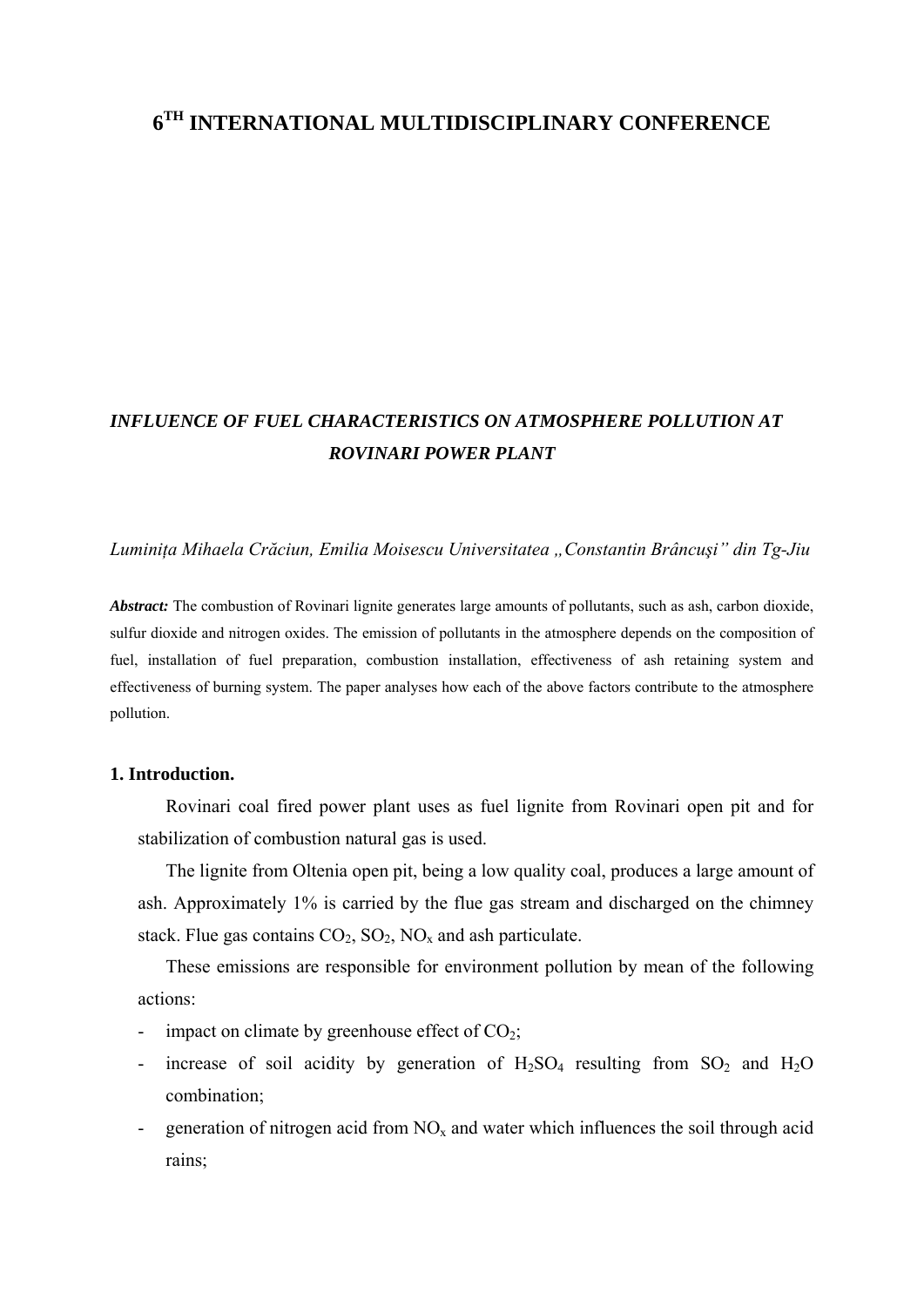# $6^{TH}$ INTERNATIONAL MULTIDISCIPLINARY CONFERENCE

## *INFLUENCE OF FUEL CHARACTERISTICS ON ATMOSPHERE POLLUTION AT ROVINARI POWER PLANT*

*Luminița Mihaela Crăciun, Emilia Moisescu Universitatea „Constantin Brâncuşi" din Tg-Jiu*

***Abstract:*** The combustion of Rovinari lignite generates large amounts of pollutants, such as ash, carbon dioxide, sulfur dioxide and nitrogen oxides. The emission of pollutants in the atmosphere depends on the composition of fuel, installation of fuel preparation, combustion installation, effectiveness of ash retaining system and effectiveness of burning system. The paper analyses how each of the above factors contribute to the atmosphere pollution.

### 1. Introduction.

Rovinari coal fired power plant uses as fuel lignite from Rovinari open pit and for stabilization of combustion natural gas is used.

The lignite from Oltenia open pit, being a low quality coal, produces a large amount of ash. Approximately 1% is carried by the flue gas stream and discharged on the chimney stack. Flue gas contains $CO_2$, $SO_2$, $NO_x$ and ash particulate.

These emissions are responsible for environment pollution by mean of the following actions:

- impact on climate by greenhouse effect of $CO_2$;
- increase of soil acidity by generation of $H_2SO_4$ resulting from $SO_2$ and $H_2O$ combination;
- generation of nitrogen acid from $NO_x$ and water which influences the soil through acid rains;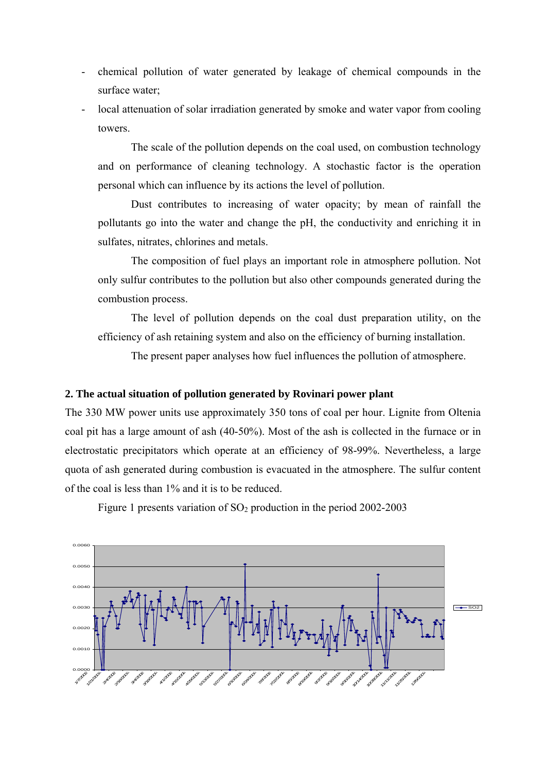- chemical pollution of water generated by leakage of chemical compounds in the surface water;
- local attenuation of solar irradiation generated by smoke and water vapor from cooling towers.

The scale of the pollution depends on the coal used, on combustion technology and on performance of cleaning technology. A stochastic factor is the operation personal which can influence by its actions the level of pollution.

Dust contributes to increasing of water opacity; by mean of rainfall the pollutants go into the water and change the pH, the conductivity and enriching it in sulfates, nitrates, chlorines and metals.

The composition of fuel plays an important role in atmosphere pollution. Not only sulfur contributes to the pollution but also other compounds generated during the combustion process.

The level of pollution depends on the coal dust preparation utility, on the efficiency of ash retaining system and also on the efficiency of burning installation.

The present paper analyses how fuel influences the pollution of atmosphere.

## 2. The actual situation of pollution generated by Rovinari power plant

The 330 MW power units use approximately 350 tons of coal per hour. Lignite from Oltenia coal pit has a large amount of ash (40-50%). Most of the ash is collected in the furnace or in electrostatic precipitators which operate at an efficiency of 98-99%. Nevertheless, a large quota of ash generated during combustion is evacuated in the atmosphere. The sulfur content of the coal is less than 1% and it is to be reduced.

Figure 1 presents variation of $SO_2$ production in the period 2002-2003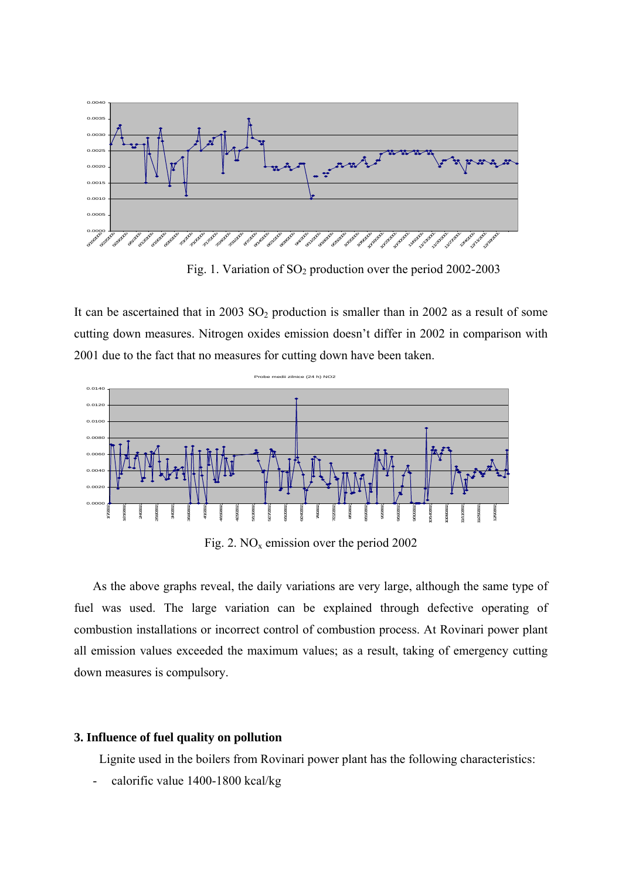Fig. 1. Variation of $SO_2$ production over the period 2002-2003

It can be ascertained that in 2003 $SO_2$ production is smaller than in 2002 as a result of some cutting down measures. Nitrogen oxides emission doesn't differ in 2002 in comparison with 2001 due to the fact that no measures for cutting down have been taken.

Fig. 2. $NO_x$ emission over the period 2002

As the above graphs reveal, the daily variations are very large, although the same type of fuel was used. The large variation can be explained through defective operating of combustion installations or incorrect control of combustion process. At Rovinari power plant all emission values exceeded the maximum values; as a result, taking of emergency cutting down measures is compulsory.

### 3. Influence of fuel quality on pollution

Lignite used in the boilers from Rovinari power plant has the following characteristics:

- calorific value 1400-1800 kcal/kg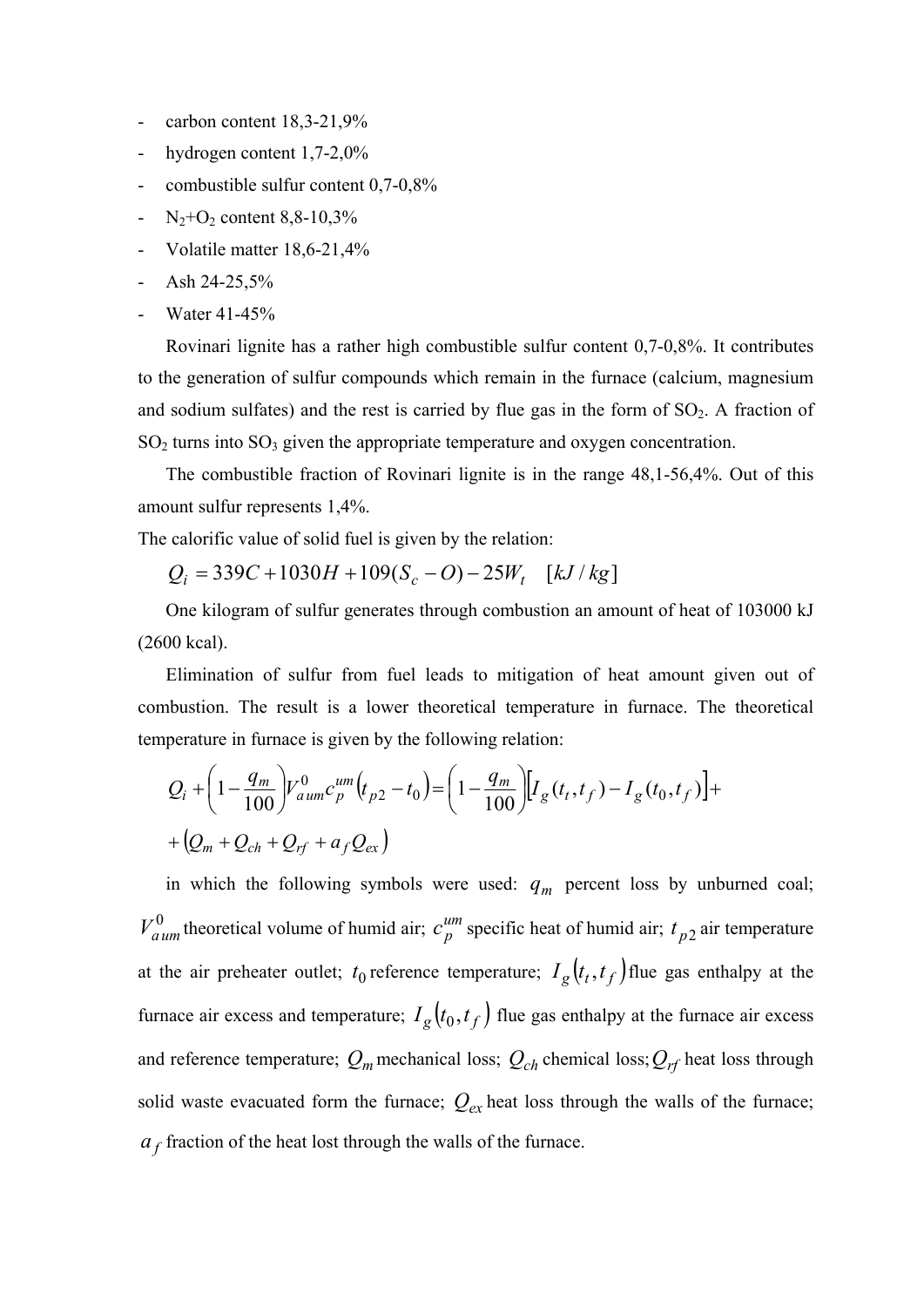- carbon content 18,3-21,9%
- hydrogen content 1,7-2,0%
- combustible sulfur content 0,7-0,8%
- $N_2$+$O_2$ content 8,8-10,3%
- Volatile matter 18,6-21,4%
- Ash 24-25,5%
- Water 41-45%

Rovinari lignite has a rather high combustible sulfur content 0,7-0,8%. It contributes to the generation of sulfur compounds which remain in the furnace (calcium, magnesium and sodium sulfates) and the rest is carried by flue gas in the form of $SO_2$. A fraction of $SO_2$ turns into $SO_3$ given the appropriate temperature and oxygen concentration.

The combustible fraction of Rovinari lignite is in the range 48,1-56,4%. Out of this amount sulfur represents 1,4%.

The calorific value of solid fuel is given by the relation:

$$Q_i = 339C + 1030H + 109(S_c - O) - 25W_t \quad [kJ/kg]$$

One kilogram of sulfur generates through combustion an amount of heat of 103000 kJ (2600 kcal).

Elimination of sulfur from fuel leads to mitigation of heat amount given out of combustion. The result is a lower theoretical temperature in furnace. The theoretical temperature in furnace is given by the following relation:

$$Q_i + \left(1 - \frac{q_m}{100}\right) V_{aum}^0 c_p^{um} \left(t_{p2} - t_0\right) = \left(1 - \frac{q_m}{100}\right)\left[I_g(t_t, t_f) - I_g(t_0, t_f)\right] + \left(Q_m + Q_{ch} + Q_{rf} + a_f Q_{ex}\right)$$

in which the following symbols were used: $q_m$ percent loss by unburned coal; $V_{aum}^0$ theoretical volume of humid air; $c_p^{um}$ specific heat of humid air; $t_{p2}$ air temperature at the air preheater outlet; $t_0$ reference temperature; $I_g(t_t, t_f)$ flue gas enthalpy at the furnace air excess and temperature; $I_g(t_0, t_f)$ flue gas enthalpy at the furnace air excess and reference temperature; $Q_m$ mechanical loss; $Q_{ch}$ chemical loss; $Q_{rf}$ heat loss through solid waste evacuated form the furnace; $Q_{ex}$ heat loss through the walls of the furnace; $a_f$ fraction of the heat lost through the walls of the furnace.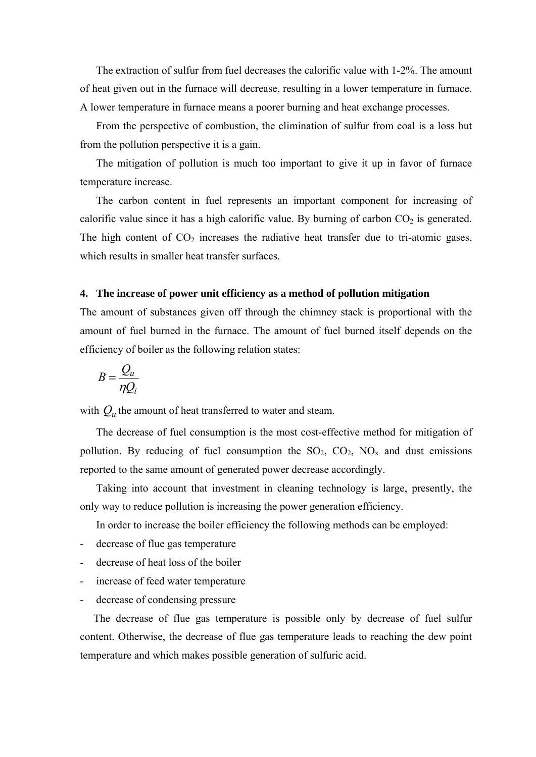The extraction of sulfur from fuel decreases the calorific value with 1-2%. The amount of heat given out in the furnace will decrease, resulting in a lower temperature in furnace. A lower temperature in furnace means a poorer burning and heat exchange processes.

From the perspective of combustion, the elimination of sulfur from coal is a loss but from the pollution perspective it is a gain.

The mitigation of pollution is much too important to give it up in favor of furnace temperature increase.

The carbon content in fuel represents an important component for increasing of calorific value since it has a high calorific value. By burning of carbon $CO_2$ is generated. The high content of $CO_2$ increases the radiative heat transfer due to tri-atomic gases, which results in smaller heat transfer surfaces.

## 4. The increase of power unit efficiency as a method of pollution mitigation

The amount of substances given off through the chimney stack is proportional with the amount of fuel burned in the furnace. The amount of fuel burned itself depends on the efficiency of boiler as the following relation states:

$$B = \frac{Q_u}{\eta Q_i}$$

with $Q_u$ the amount of heat transferred to water and steam.

The decrease of fuel consumption is the most cost-effective method for mitigation of pollution. By reducing of fuel consumption the $SO_2$, $CO_2$, $NO_x$ and dust emissions reported to the same amount of generated power decrease accordingly.

Taking into account that investment in cleaning technology is large, presently, the only way to reduce pollution is increasing the power generation efficiency.

In order to increase the boiler efficiency the following methods can be employed:

- decrease of flue gas temperature
- decrease of heat loss of the boiler
- increase of feed water temperature
- decrease of condensing pressure

The decrease of flue gas temperature is possible only by decrease of fuel sulfur content. Otherwise, the decrease of flue gas temperature leads to reaching the dew point temperature and which makes possible generation of sulfuric acid.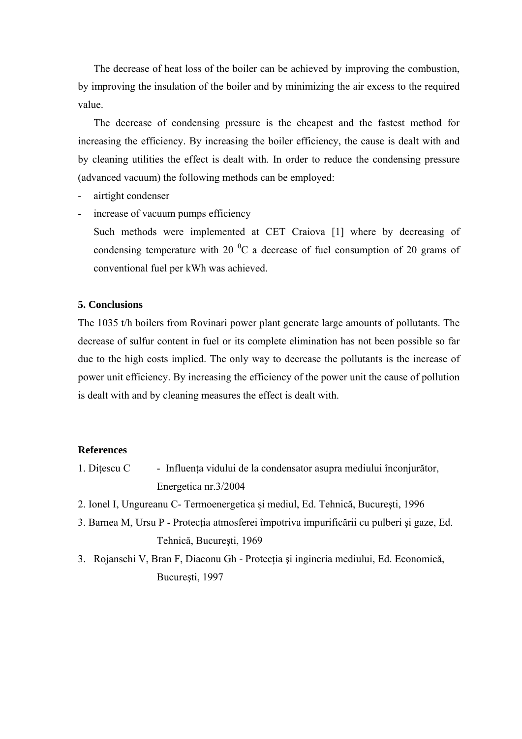The decrease of heat loss of the boiler can be achieved by improving the combustion, by improving the insulation of the boiler and by minimizing the air excess to the required value.

The decrease of condensing pressure is the cheapest and the fastest method for increasing the efficiency. By increasing the boiler efficiency, the cause is dealt with and by cleaning utilities the effect is dealt with. In order to reduce the condensing pressure (advanced vacuum) the following methods can be employed:

- airtight condenser
- increase of vacuum pumps efficiency

  Such methods were implemented at CET Craiova [1] where by decreasing of condensing temperature with 20 $^0$C a decrease of fuel consumption of 20 grams of conventional fuel per kWh was achieved.

## 5. Conclusions

The 1035 t/h boilers from Rovinari power plant generate large amounts of pollutants. The decrease of sulfur content in fuel or its complete elimination has not been possible so far due to the high costs implied. The only way to decrease the pollutants is the increase of power unit efficiency. By increasing the efficiency of the power unit the cause of pollution is dealt with and by cleaning measures the effect is dealt with.

## References

1. Dițescu C - Influența vidului de la condensator asupra mediului înconjurător, Energetica nr.3/2004
2. Ionel I, Ungureanu C- Termoenergetica şi mediul, Ed. Tehnică, Bucureşti, 1996
3. Barnea M, Ursu P - Protecția atmosferei împotriva impurificării cu pulberi şi gaze, Ed. Tehnică, Bucureşti, 1969
3. Rojanschi V, Bran F, Diaconu Gh - Protecția şi ingineria mediului, Ed. Economică, Bucureşti, 1997